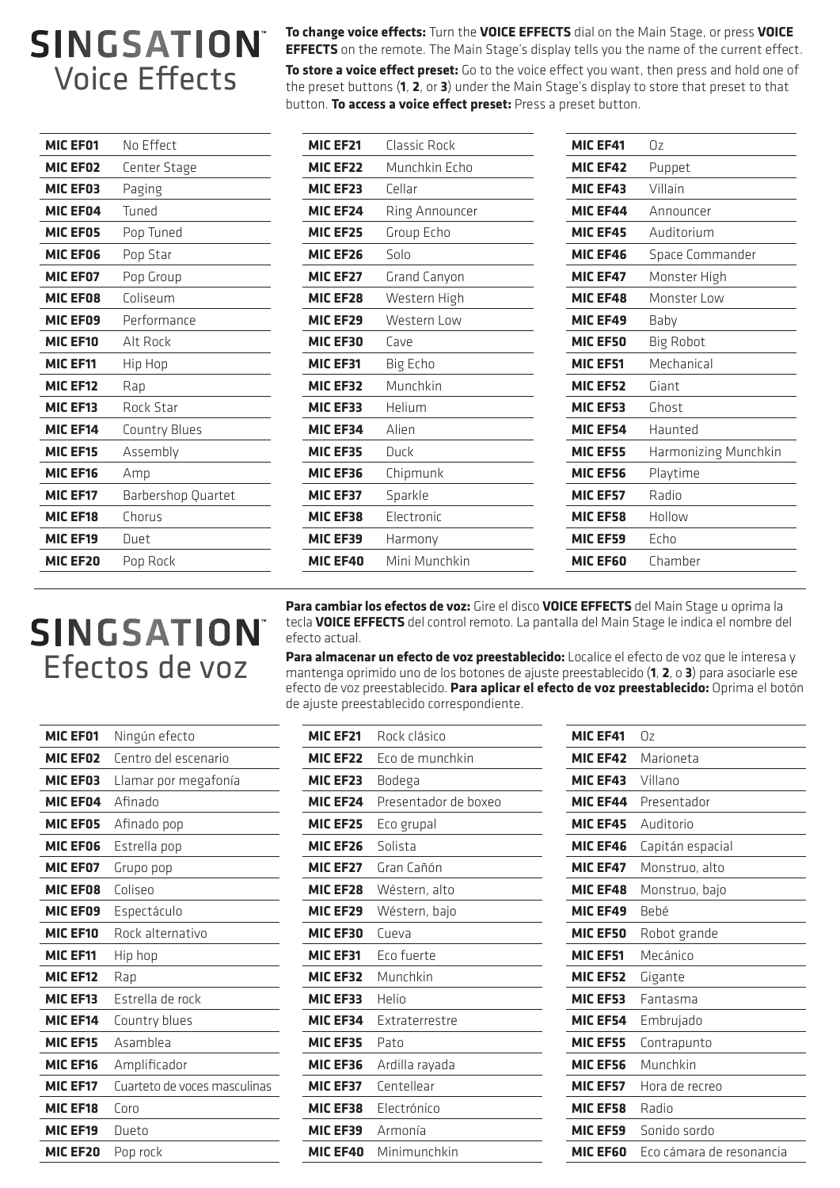# SINGSATION™ Voice Effects

**To change voice effects:** Turn the **VOICE EFFECTS** dial on the Main Stage, or press **VOICE EFFECTS** on the remote. The Main Stage's display tells you the name of the current effect.

**To store a voice effect preset:** Go to the voice effect you want, then press and hold one of the preset buttons (**1**, **2**, or **3**) under the Main Stage's display to store that preset to that button. **To access a voice effect preset:** Press a preset button.

| | | | | | |
|---|---|---|---|---|---|
| **MIC EF01** | No Effect | **MIC EF21** | Classic Rock | **MIC EF41** | Oz |
| **MIC EF02** | Center Stage | **MIC EF22** | Munchkin Echo | **MIC EF42** | Puppet |
| **MIC EF03** | Paging | **MIC EF23** | Cellar | **MIC EF43** | Villain |
| **MIC EF04** | Tuned | **MIC EF24** | Ring Announcer | **MIC EF44** | Announcer |
| **MIC EF05** | Pop Tuned | **MIC EF25** | Group Echo | **MIC EF45** | Auditorium |
| **MIC EF06** | Pop Star | **MIC EF26** | Solo | **MIC EF46** | Space Commander |
| **MIC EF07** | Pop Group | **MIC EF27** | Grand Canyon | **MIC EF47** | Monster High |
| **MIC EF08** | Coliseum | **MIC EF28** | Western High | **MIC EF48** | Monster Low |
| **MIC EF09** | Performance | **MIC EF29** | Western Low | **MIC EF49** | Baby |
| **MIC EF10** | Alt Rock | **MIC EF30** | Cave | **MIC EF50** | Big Robot |
| **MIC EF11** | Hip Hop | **MIC EF31** | Big Echo | **MIC EF51** | Mechanical |
| **MIC EF12** | Rap | **MIC EF32** | Munchkin | **MIC EF52** | Giant |
| **MIC EF13** | Rock Star | **MIC EF33** | Helium | **MIC EF53** | Ghost |
| **MIC EF14** | Country Blues | **MIC EF34** | Alien | **MIC EF54** | Haunted |
| **MIC EF15** | Assembly | **MIC EF35** | Duck | **MIC EF55** | Harmonizing Munchkin |
| **MIC EF16** | Amp | **MIC EF36** | Chipmunk | **MIC EF56** | Playtime |
| **MIC EF17** | Barbershop Quartet | **MIC EF37** | Sparkle | **MIC EF57** | Radio |
| **MIC EF18** | Chorus | **MIC EF38** | Electronic | **MIC EF58** | Hollow |
| **MIC EF19** | Duet | **MIC EF39** | Harmony | **MIC EF59** | Echo |
| **MIC EF20** | Pop Rock | **MIC EF40** | Mini Munchkin | **MIC EF60** | Chamber |

# SINGSATION™ Efectos de voz

**Para cambiar los efectos de voz:** Gire el disco **VOICE EFFECTS** del Main Stage u oprima la tecla **VOICE EFFECTS** del control remoto. La pantalla del Main Stage le indica el nombre del efecto actual.

**Para almacenar un efecto de voz preestablecido:** Localice el efecto de voz que le interesa y mantenga oprimido uno de los botones de ajuste preestablecido (**1**, **2**, o **3**) para asociarle ese efecto de voz preestablecido. **Para aplicar el efecto de voz preestablecido:** Oprima el botón de ajuste preestablecido correspondiente.

| | | | | | |
|---|---|---|---|---|---|
| **MIC EF01** | Ningún efecto | **MIC EF21** | Rock clásico | **MIC EF41** | Oz |
| **MIC EF02** | Centro del escenario | **MIC EF22** | Eco de munchkin | **MIC EF42** | Marioneta |
| **MIC EF03** | Llamar por megafonía | **MIC EF23** | Bodega | **MIC EF43** | Villano |
| **MIC EF04** | Afinado | **MIC EF24** | Presentador de boxeo | **MIC EF44** | Presentador |
| **MIC EF05** | Afinado pop | **MIC EF25** | Eco grupal | **MIC EF45** | Auditorio |
| **MIC EF06** | Estrella pop | **MIC EF26** | Solista | **MIC EF46** | Capitán espacial |
| **MIC EF07** | Grupo pop | **MIC EF27** | Gran Cañón | **MIC EF47** | Monstruo, alto |
| **MIC EF08** | Coliseo | **MIC EF28** | Wéstern, alto | **MIC EF48** | Monstruo, bajo |
| **MIC EF09** | Espectáculo | **MIC EF29** | Wéstern, bajo | **MIC EF49** | Bebé |
| **MIC EF10** | Rock alternativo | **MIC EF30** | Cueva | **MIC EF50** | Robot grande |
| **MIC EF11** | Hip hop | **MIC EF31** | Eco fuerte | **MIC EF51** | Mecánico |
| **MIC EF12** | Rap | **MIC EF32** | Munchkin | **MIC EF52** | Gigante |
| **MIC EF13** | Estrella de rock | **MIC EF33** | Helio | **MIC EF53** | Fantasma |
| **MIC EF14** | Country blues | **MIC EF34** | Extraterrestre | **MIC EF54** | Embrujado |
| **MIC EF15** | Asamblea | **MIC EF35** | Pato | **MIC EF55** | Contrapunto |
| **MIC EF16** | Amplificador | **MIC EF36** | Ardilla rayada | **MIC EF56** | Munchkin |
| **MIC EF17** | Cuarteto de voces masculinas | **MIC EF37** | Centellear | **MIC EF57** | Hora de recreo |
| **MIC EF18** | Coro | **MIC EF38** | Electrónico | **MIC EF58** | Radio |
| **MIC EF19** | Dueto | **MIC EF39** | Armonía | **MIC EF59** | Sonido sordo |
| **MIC EF20** | Pop rock | **MIC EF40** | Minimunchkin | **MIC EF60** | Eco cámara de resonancia |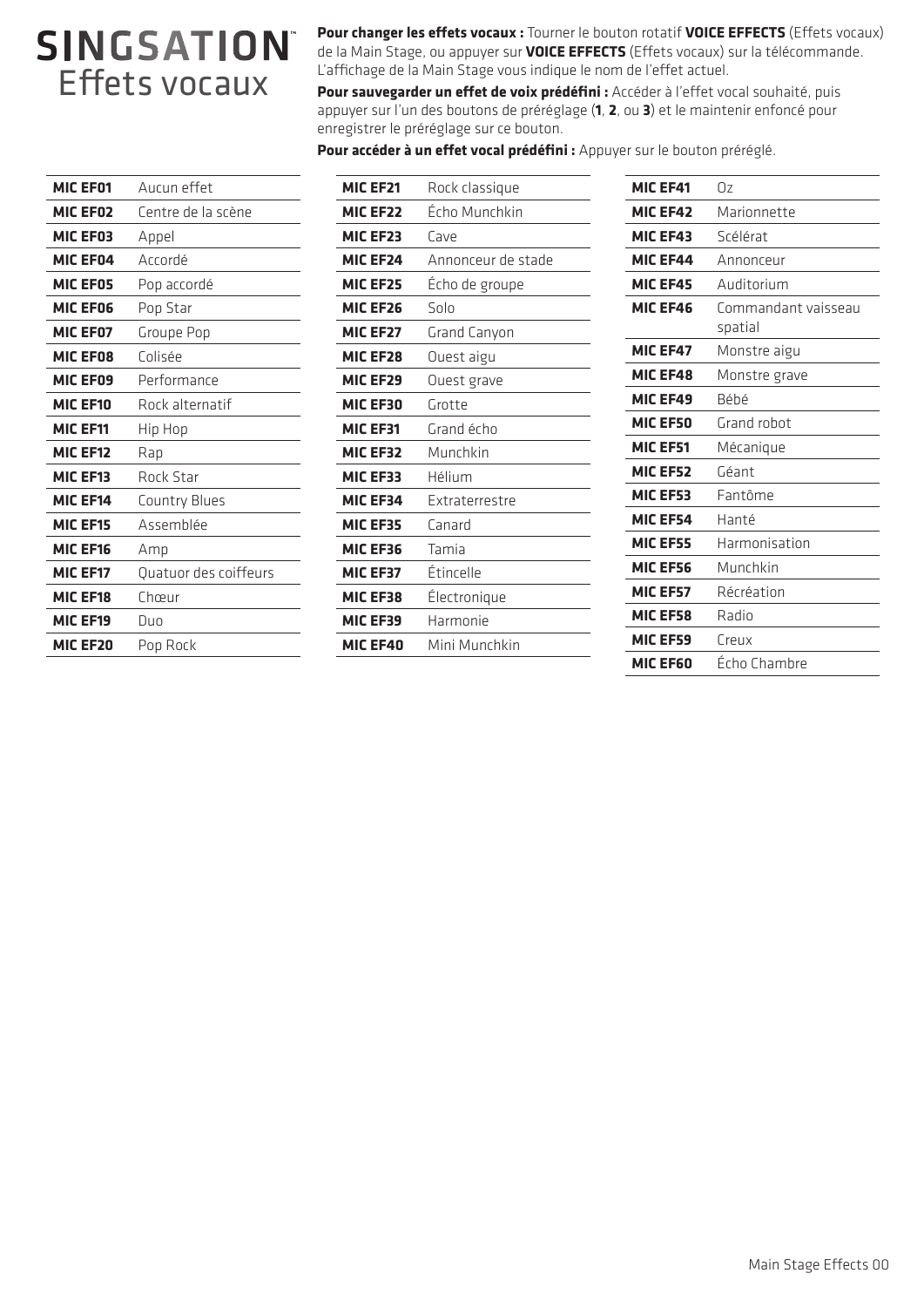# SINGSATION™ Effets vocaux

**Pour changer les effets vocaux :** Tourner le bouton rotatif **VOICE EFFECTS** (Effets vocaux) de la Main Stage, ou appuyer sur **VOICE EFFECTS** (Effets vocaux) sur la télécommande. L'affichage de la Main Stage vous indique le nom de l'effet actuel.

**Pour sauvegarder un effet de voix prédéfini :** Accéder à l'effet vocal souhaité, puis appuyer sur l'un des boutons de préréglage (**1**, **2**, ou **3**) et le maintenir enfoncé pour enregistrer le préréglage sur ce bouton.

**Pour accéder à un effet vocal prédéfini :** Appuyer sur le bouton préréglé.

| | |
|---|---|
| **MIC EF01** | Aucun effet |
| **MIC EF02** | Centre de la scène |
| **MIC EF03** | Appel |
| **MIC EF04** | Accordé |
| **MIC EF05** | Pop accordé |
| **MIC EF06** | Pop Star |
| **MIC EF07** | Groupe Pop |
| **MIC EF08** | Colisée |
| **MIC EF09** | Performance |
| **MIC EF10** | Rock alternatif |
| **MIC EF11** | Hip Hop |
| **MIC EF12** | Rap |
| **MIC EF13** | Rock Star |
| **MIC EF14** | Country Blues |
| **MIC EF15** | Assemblée |
| **MIC EF16** | Amp |
| **MIC EF17** | Quatuor des coiffeurs |
| **MIC EF18** | Chœur |
| **MIC EF19** | Duo |
| **MIC EF20** | Pop Rock |
| **MIC EF21** | Rock classique |
| **MIC EF22** | Écho Munchkin |
| **MIC EF23** | Cave |
| **MIC EF24** | Annonceur de stade |
| **MIC EF25** | Écho de groupe |
| **MIC EF26** | Solo |
| **MIC EF27** | Grand Canyon |
| **MIC EF28** | Ouest aigu |
| **MIC EF29** | Ouest grave |
| **MIC EF30** | Grotte |
| **MIC EF31** | Grand écho |
| **MIC EF32** | Munchkin |
| **MIC EF33** | Hélium |
| **MIC EF34** | Extraterrestre |
| **MIC EF35** | Canard |
| **MIC EF36** | Tamia |
| **MIC EF37** | Étincelle |
| **MIC EF38** | Électronique |
| **MIC EF39** | Harmonie |
| **MIC EF40** | Mini Munchkin |
| **MIC EF41** | Oz |
| **MIC EF42** | Marionnette |
| **MIC EF43** | Scélérat |
| **MIC EF44** | Annonceur |
| **MIC EF45** | Auditorium |
| **MIC EF46** | Commandant vaisseau spatial |
| **MIC EF47** | Monstre aigu |
| **MIC EF48** | Monstre grave |
| **MIC EF49** | Bébé |
| **MIC EF50** | Grand robot |
| **MIC EF51** | Mécanique |
| **MIC EF52** | Géant |
| **MIC EF53** | Fantôme |
| **MIC EF54** | Hanté |
| **MIC EF55** | Harmonisation |
| **MIC EF56** | Munchkin |
| **MIC EF57** | Récréation |
| **MIC EF58** | Radio |
| **MIC EF59** | Creux |
| **MIC EF60** | Écho Chambre |

Main Stage Effects 00